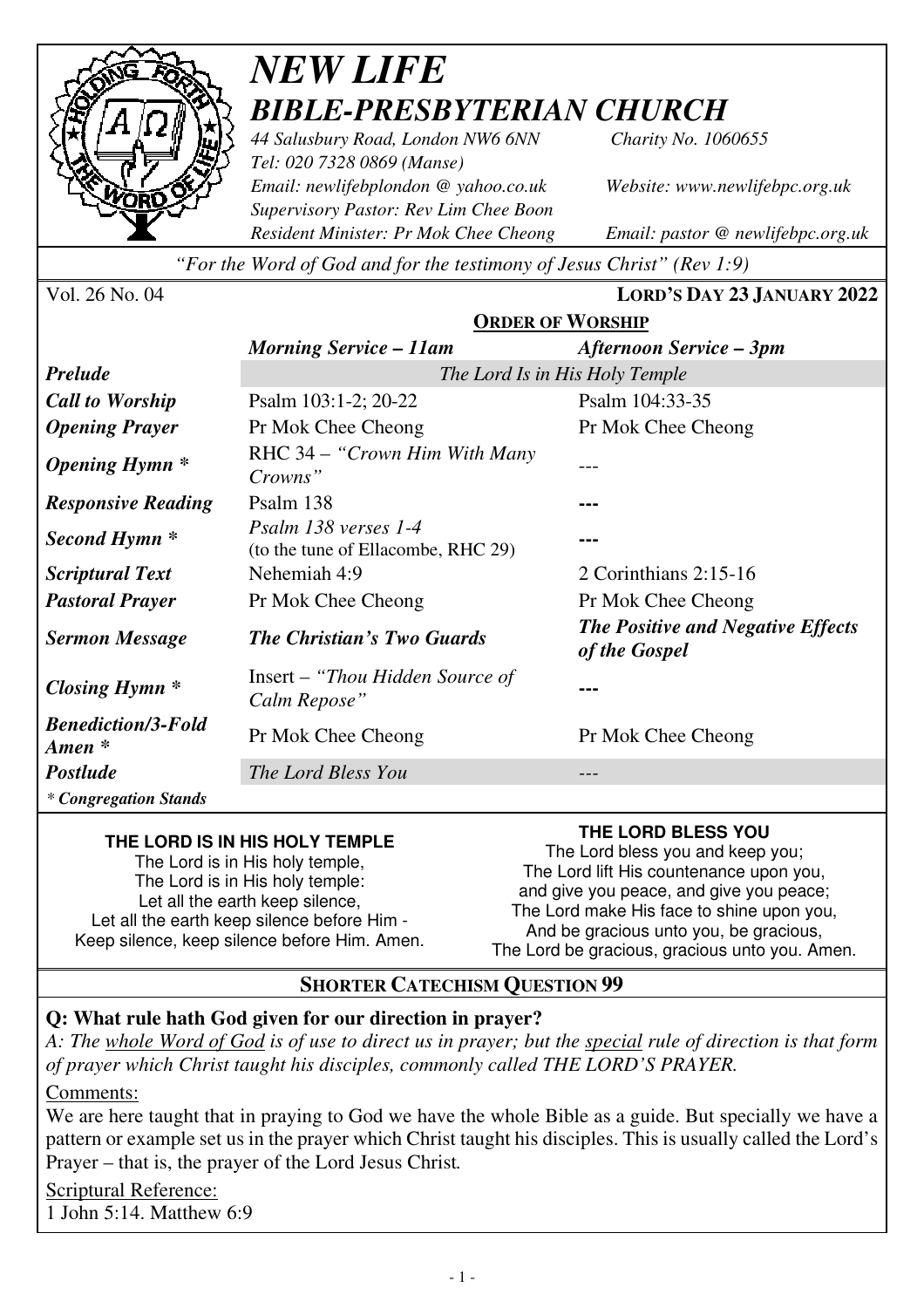# *NEW LIFE*
## *BIBLE-PRESBYTERIAN CHURCH*

*44 Salusbury Road, London NW6 6NN* *Charity No. 1060655*
*Tel: 020 7328 0869 (Manse)*
*Email: newlifebplondon @ yahoo.co.uk* *Website: www.newlifebpc.org.uk*
*Supervisory Pastor: Rev Lim Chee Boon*
*Resident Minister: Pr Mok Chee Cheong* *Email: pastor @ newlifebpc.org.uk*

*"For the Word of God and for the testimony of Jesus Christ" (Rev 1:9)*

Vol. 26 No. 04 **LORD'S DAY 23 JANUARY 2022**

**ORDER OF WORSHIP**

| | *Morning Service – 11am* | *Afternoon Service – 3pm* |
|---|---|---|
| ***Prelude*** | *The Lord Is in His Holy Temple* | |
| ***Call to Worship*** | Psalm 103:1-2; 20-22 | Psalm 104:33-35 |
| ***Opening Prayer*** | Pr Mok Chee Cheong | Pr Mok Chee Cheong |
| ***Opening Hymn \**** | RHC 34 – *"Crown Him With Many Crowns"* | --- |
| ***Responsive Reading*** | Psalm 138 | --- |
| ***Second Hymn \**** | *Psalm 138 verses 1-4* (to the tune of Ellacombe, RHC 29) | --- |
| ***Scriptural Text*** | Nehemiah 4:9 | 2 Corinthians 2:15-16 |
| ***Pastoral Prayer*** | Pr Mok Chee Cheong | Pr Mok Chee Cheong |
| ***Sermon Message*** | ***The Christian's Two Guards*** | ***The Positive and Negative Effects of the Gospel*** |
| ***Closing Hymn \**** | Insert – *"Thou Hidden Source of Calm Repose"* | --- |
| ***Benediction/3-Fold Amen \**** | Pr Mok Chee Cheong | Pr Mok Chee Cheong |
| ***Postlude*** | *The Lord Bless You* | --- |

*\* Congregation Stands*

**THE LORD IS IN HIS HOLY TEMPLE**

The Lord is in His holy temple,
The Lord is in His holy temple:
Let all the earth keep silence,
Let all the earth keep silence before Him -
Keep silence, keep silence before Him. Amen.

**THE LORD BLESS YOU**

The Lord bless you and keep you;
The Lord lift His countenance upon you,
and give you peace, and give you peace;
The Lord make His face to shine upon you,
And be gracious unto you, be gracious,
The Lord be gracious, gracious unto you. Amen.

## SHORTER CATECHISM QUESTION 99

**Q: What rule hath God given for our direction in prayer?**

*A: The whole Word of God is of use to direct us in prayer; but the special rule of direction is that form of prayer which Christ taught his disciples, commonly called THE LORD'S PRAYER.*

Comments:

We are here taught that in praying to God we have the whole Bible as a guide. But specially we have a pattern or example set us in the prayer which Christ taught his disciples. This is usually called the Lord's Prayer – that is, the prayer of the Lord Jesus Christ.

Scriptural Reference:

1 John 5:14. Matthew 6:9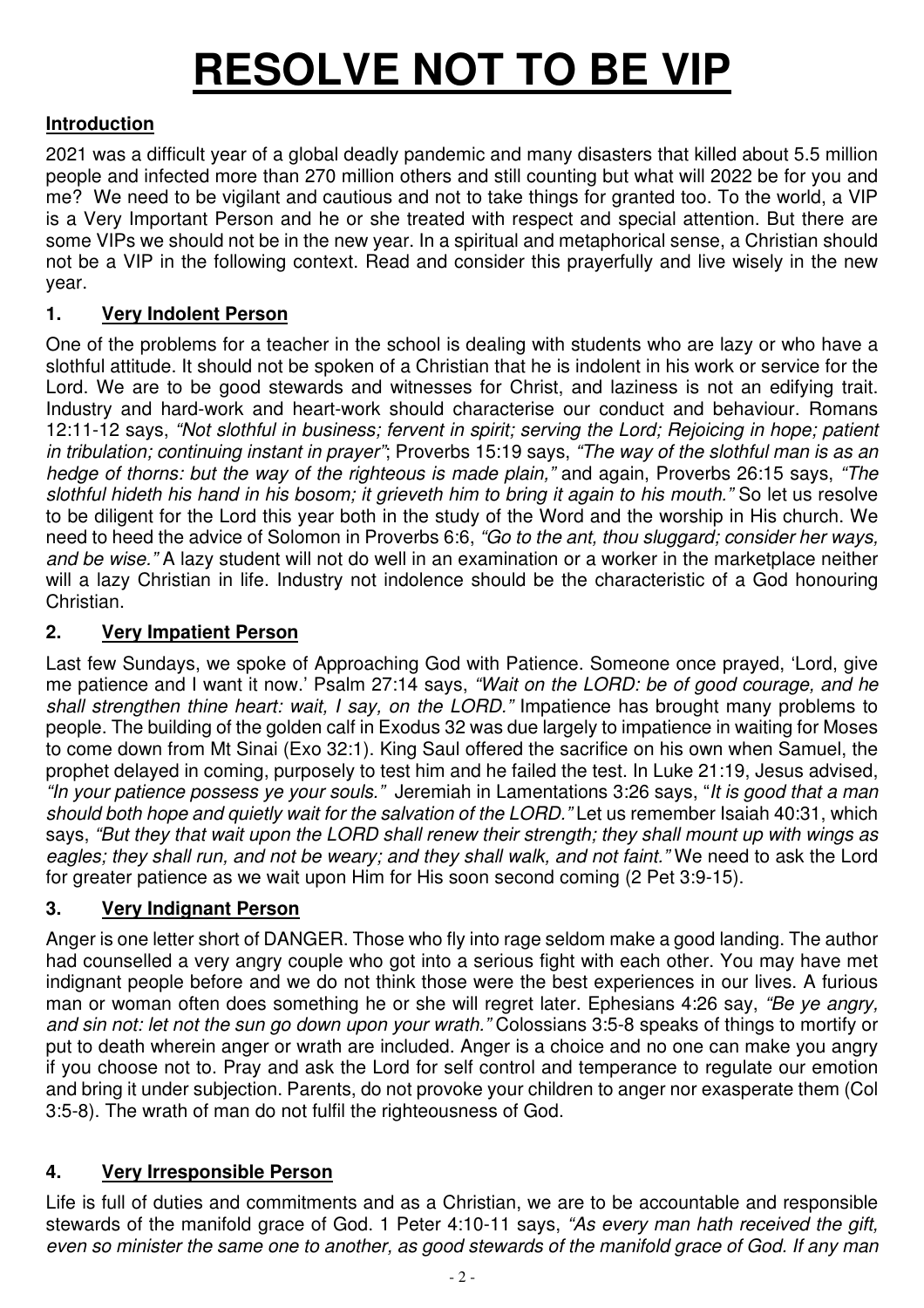# RESOLVE NOT TO BE VIP

## Introduction

2021 was a difficult year of a global deadly pandemic and many disasters that killed about 5.5 million people and infected more than 270 million others and still counting but what will 2022 be for you and me? We need to be vigilant and cautious and not to take things for granted too. To the world, a VIP is a Very Important Person and he or she treated with respect and special attention. But there are some VIPs we should not be in the new year. In a spiritual and metaphorical sense, a Christian should not be a VIP in the following context. Read and consider this prayerfully and live wisely in the new year.

## 1. Very Indolent Person

One of the problems for a teacher in the school is dealing with students who are lazy or who have a slothful attitude. It should not be spoken of a Christian that he is indolent in his work or service for the Lord. We are to be good stewards and witnesses for Christ, and laziness is not an edifying trait. Industry and hard-work and heart-work should characterise our conduct and behaviour. Romans 12:11-12 says, *"Not slothful in business; fervent in spirit; serving the Lord; Rejoicing in hope; patient in tribulation; continuing instant in prayer"*; Proverbs 15:19 says, *"The way of the slothful man is as an hedge of thorns: but the way of the righteous is made plain,"* and again, Proverbs 26:15 says, *"The slothful hideth his hand in his bosom; it grieveth him to bring it again to his mouth."* So let us resolve to be diligent for the Lord this year both in the study of the Word and the worship in His church. We need to heed the advice of Solomon in Proverbs 6:6, *"Go to the ant, thou sluggard; consider her ways, and be wise."* A lazy student will not do well in an examination or a worker in the marketplace neither will a lazy Christian in life. Industry not indolence should be the characteristic of a God honouring Christian.

## 2. Very Impatient Person

Last few Sundays, we spoke of Approaching God with Patience. Someone once prayed, 'Lord, give me patience and I want it now.' Psalm 27:14 says, *"Wait on the LORD: be of good courage, and he shall strengthen thine heart: wait, I say, on the LORD."* Impatience has brought many problems to people. The building of the golden calf in Exodus 32 was due largely to impatience in waiting for Moses to come down from Mt Sinai (Exo 32:1). King Saul offered the sacrifice on his own when Samuel, the prophet delayed in coming, purposely to test him and he failed the test. In Luke 21:19, Jesus advised, *"In your patience possess ye your souls."* Jeremiah in Lamentations 3:26 says, "*It is good that a man should both hope and quietly wait for the salvation of the LORD."* Let us remember Isaiah 40:31, which says, *"But they that wait upon the LORD shall renew their strength; they shall mount up with wings as eagles; they shall run, and not be weary; and they shall walk, and not faint."* We need to ask the Lord for greater patience as we wait upon Him for His soon second coming (2 Pet 3:9-15).

## 3. Very Indignant Person

Anger is one letter short of DANGER. Those who fly into rage seldom make a good landing. The author had counselled a very angry couple who got into a serious fight with each other. You may have met indignant people before and we do not think those were the best experiences in our lives. A furious man or woman often does something he or she will regret later. Ephesians 4:26 say, *"Be ye angry, and sin not: let not the sun go down upon your wrath."* Colossians 3:5-8 speaks of things to mortify or put to death wherein anger or wrath are included. Anger is a choice and no one can make you angry if you choose not to. Pray and ask the Lord for self control and temperance to regulate our emotion and bring it under subjection. Parents, do not provoke your children to anger nor exasperate them (Col 3:5-8). The wrath of man do not fulfil the righteousness of God.

## 4. Very Irresponsible Person

Life is full of duties and commitments and as a Christian, we are to be accountable and responsible stewards of the manifold grace of God. 1 Peter 4:10-11 says, *"As every man hath received the gift, even so minister the same one to another, as good stewards of the manifold grace of God. If any man*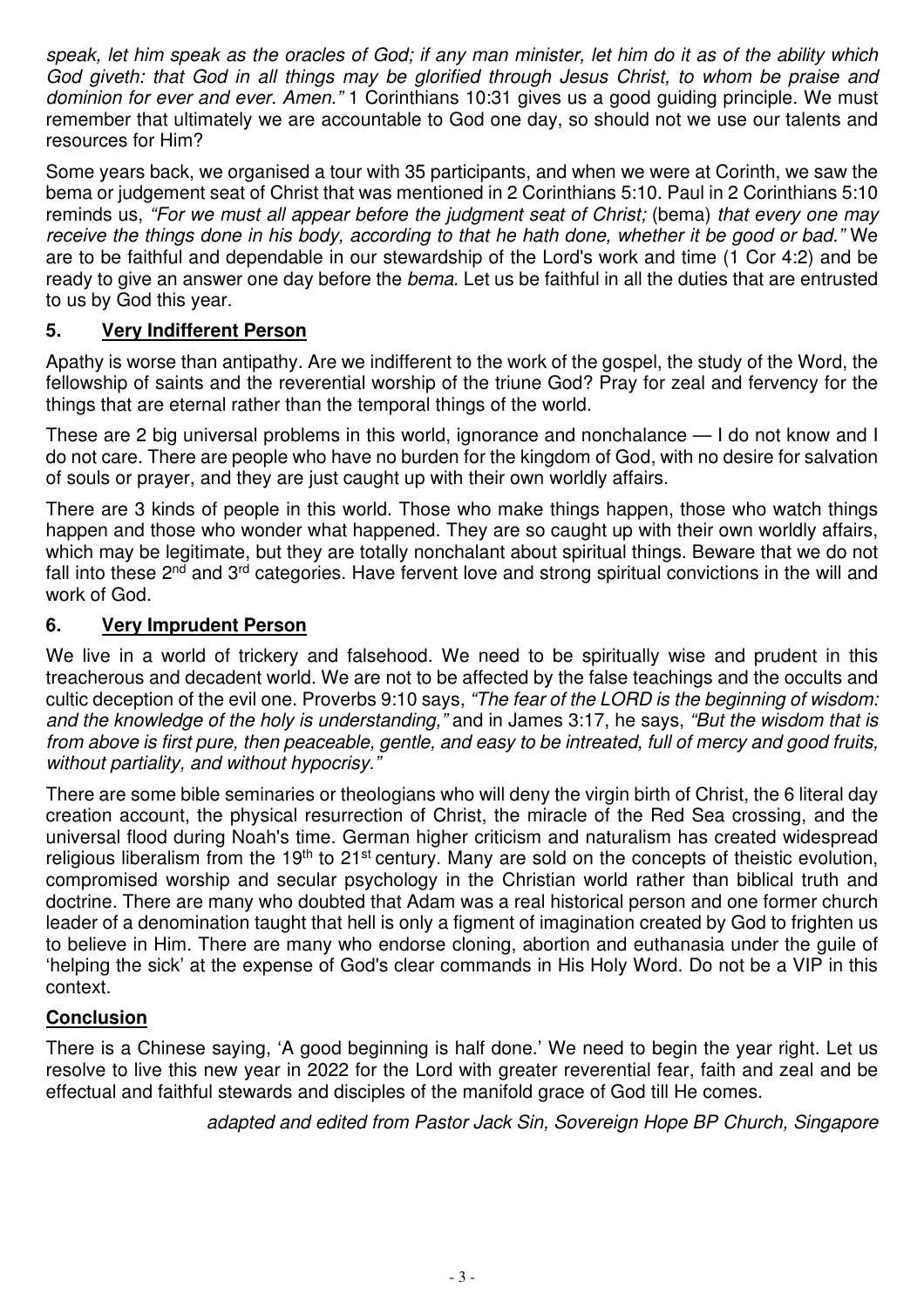*speak, let him speak as the oracles of God; if any man minister, let him do it as of the ability which God giveth: that God in all things may be glorified through Jesus Christ, to whom be praise and dominion for ever and ever. Amen."* 1 Corinthians 10:31 gives us a good guiding principle. We must remember that ultimately we are accountable to God one day, so should not we use our talents and resources for Him?

Some years back, we organised a tour with 35 participants, and when we were at Corinth, we saw the bema or judgement seat of Christ that was mentioned in 2 Corinthians 5:10. Paul in 2 Corinthians 5:10 reminds us, *"For we must all appear before the judgment seat of Christ;* (bema) *that every one may receive the things done in his body, according to that he hath done, whether it be good or bad."* We are to be faithful and dependable in our stewardship of the Lord's work and time (1 Cor 4:2) and be ready to give an answer one day before the *bema*. Let us be faithful in all the duties that are entrusted to us by God this year.

## 5. Very Indifferent Person

Apathy is worse than antipathy. Are we indifferent to the work of the gospel, the study of the Word, the fellowship of saints and the reverential worship of the triune God? Pray for zeal and fervency for the things that are eternal rather than the temporal things of the world.

These are 2 big universal problems in this world, ignorance and nonchalance — I do not know and I do not care. There are people who have no burden for the kingdom of God, with no desire for salvation of souls or prayer, and they are just caught up with their own worldly affairs.

There are 3 kinds of people in this world. Those who make things happen, those who watch things happen and those who wonder what happened. They are so caught up with their own worldly affairs, which may be legitimate, but they are totally nonchalant about spiritual things. Beware that we do not fall into these 2nd and 3rd categories. Have fervent love and strong spiritual convictions in the will and work of God.

## 6. Very Imprudent Person

We live in a world of trickery and falsehood. We need to be spiritually wise and prudent in this treacherous and decadent world. We are not to be affected by the false teachings and the occults and cultic deception of the evil one. Proverbs 9:10 says, *"The fear of the LORD is the beginning of wisdom: and the knowledge of the holy is understanding,"* and in James 3:17, he says, *"But the wisdom that is from above is first pure, then peaceable, gentle, and easy to be intreated, full of mercy and good fruits, without partiality, and without hypocrisy."*

There are some bible seminaries or theologians who will deny the virgin birth of Christ, the 6 literal day creation account, the physical resurrection of Christ, the miracle of the Red Sea crossing, and the universal flood during Noah's time. German higher criticism and naturalism has created widespread religious liberalism from the 19th to 21st century. Many are sold on the concepts of theistic evolution, compromised worship and secular psychology in the Christian world rather than biblical truth and doctrine. There are many who doubted that Adam was a real historical person and one former church leader of a denomination taught that hell is only a figment of imagination created by God to frighten us to believe in Him. There are many who endorse cloning, abortion and euthanasia under the guile of 'helping the sick' at the expense of God's clear commands in His Holy Word. Do not be a VIP in this context.

## Conclusion

There is a Chinese saying, 'A good beginning is half done.' We need to begin the year right. Let us resolve to live this new year in 2022 for the Lord with greater reverential fear, faith and zeal and be effectual and faithful stewards and disciples of the manifold grace of God till He comes.

*adapted and edited from Pastor Jack Sin, Sovereign Hope BP Church, Singapore*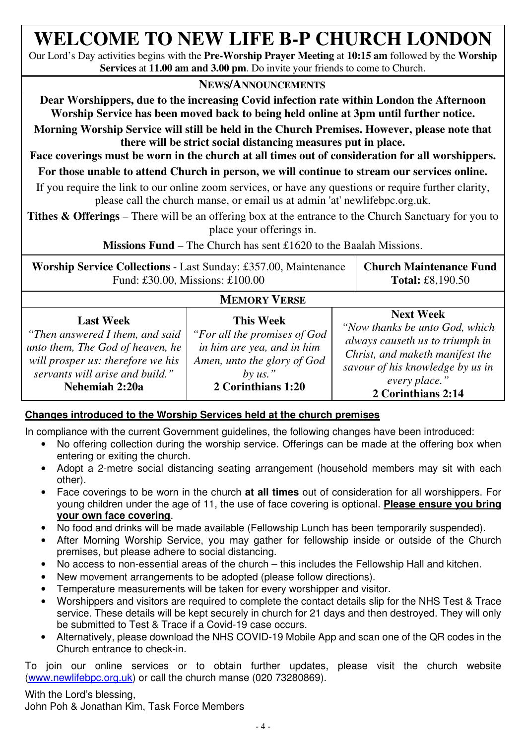# WELCOME TO NEW LIFE B-P CHURCH LONDON

Our Lord's Day activities begins with the **Pre-Worship Prayer Meeting** at **10:15 am** followed by the **Worship Services** at **11.00 am and 3.00 pm**. Do invite your friends to come to Church.

## NEWS/ANNOUNCEMENTS

**Dear Worshippers, due to the increasing Covid infection rate within London the Afternoon Worship Service has been moved back to being held online at 3pm until further notice.**

**Morning Worship Service will still be held in the Church Premises. However, please note that there will be strict social distancing measures put in place.**

**Face coverings must be worn in the church at all times out of consideration for all worshippers.**

**For those unable to attend Church in person, we will continue to stream our services online.**

If you require the link to our online zoom services, or have any questions or require further clarity, please call the church manse, or email us at admin 'at' newlifebpc.org.uk.

**Tithes & Offerings** – There will be an offering box at the entrance to the Church Sanctuary for you to place your offerings in.

**Missions Fund** – The Church has sent £1620 to the Baalah Missions.

| **Worship Service Collections** - Last Sunday: £357.00, Maintenance Fund: £30.00, Missions: £100.00 | **Church Maintenance Fund** **Total:** £8,190.50 |
|---|---|

## MEMORY VERSE

| Last Week | This Week | Next Week |
|---|---|---|
| *"Then answered I them, and said unto them, The God of heaven, he will prosper us: therefore we his servants will arise and build."* **Nehemiah 2:20a** | *"For all the promises of God in him are yea, and in him Amen, unto the glory of God by us."* **2 Corinthians 1:20** | *"Now thanks be unto God, which always causeth us to triumph in Christ, and maketh manifest the savour of his knowledge by us in every place."* **2 Corinthians 2:14** |

**Changes introduced to the Worship Services held at the church premises**

In compliance with the current Government guidelines, the following changes have been introduced:

- No offering collection during the worship service. Offerings can be made at the offering box when entering or exiting the church.
- Adopt a 2-metre social distancing seating arrangement (household members may sit with each other).
- Face coverings to be worn in the church **at all times** out of consideration for all worshippers. For young children under the age of 11, the use of face covering is optional. **Please ensure you bring your own face covering**.
- No food and drinks will be made available (Fellowship Lunch has been temporarily suspended).
- After Morning Worship Service, you may gather for fellowship inside or outside of the Church premises, but please adhere to social distancing.
- No access to non-essential areas of the church – this includes the Fellowship Hall and kitchen.
- New movement arrangements to be adopted (please follow directions).
- Temperature measurements will be taken for every worshipper and visitor.
- Worshippers and visitors are required to complete the contact details slip for the NHS Test & Trace service. These details will be kept securely in church for 21 days and then destroyed. They will only be submitted to Test & Trace if a Covid-19 case occurs.
- Alternatively, please download the NHS COVID-19 Mobile App and scan one of the QR codes in the Church entrance to check-in.

To join our online services or to obtain further updates, please visit the church website (www.newlifebpc.org.uk) or call the church manse (020 73280869).

With the Lord's blessing,
John Poh & Jonathan Kim, Task Force Members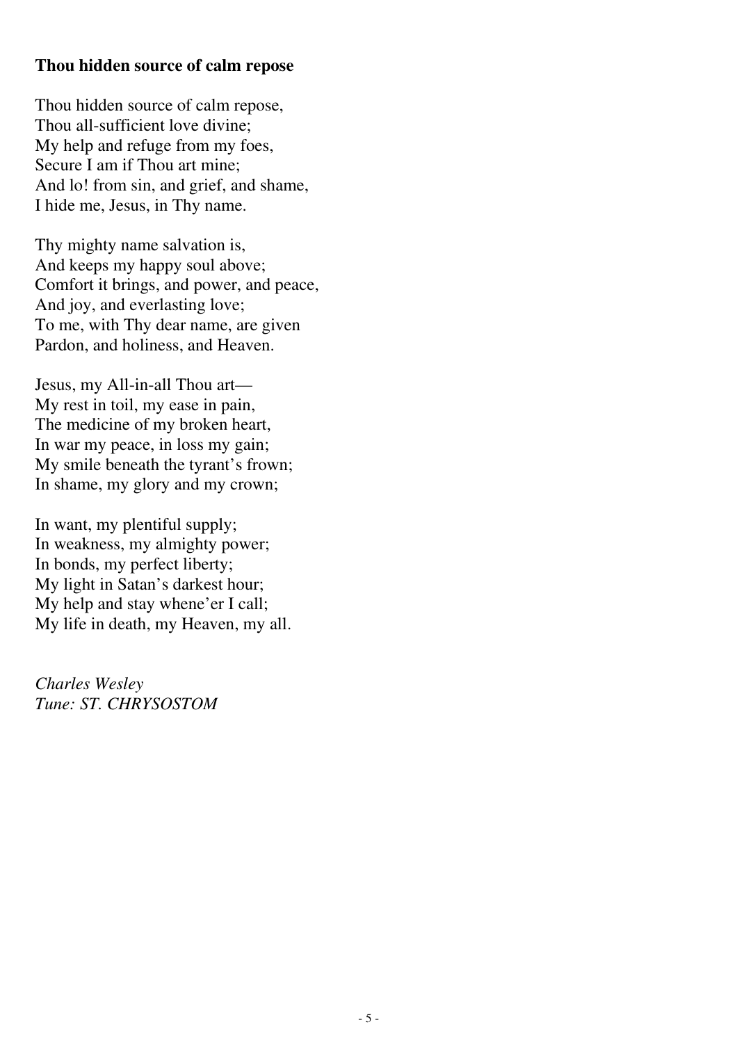**Thou hidden source of calm repose**

Thou hidden source of calm repose,
Thou all-sufficient love divine;
My help and refuge from my foes,
Secure I am if Thou art mine;
And lo! from sin, and grief, and shame,
I hide me, Jesus, in Thy name.

Thy mighty name salvation is,
And keeps my happy soul above;
Comfort it brings, and power, and peace,
And joy, and everlasting love;
To me, with Thy dear name, are given
Pardon, and holiness, and Heaven.

Jesus, my All-in-all Thou art—
My rest in toil, my ease in pain,
The medicine of my broken heart,
In war my peace, in loss my gain;
My smile beneath the tyrant's frown;
In shame, my glory and my crown;

In want, my plentiful supply;
In weakness, my almighty power;
In bonds, my perfect liberty;
My light in Satan's darkest hour;
My help and stay whene'er I call;
My life in death, my Heaven, my all.

*Charles Wesley*
*Tune: ST. CHRYSOSTOM*